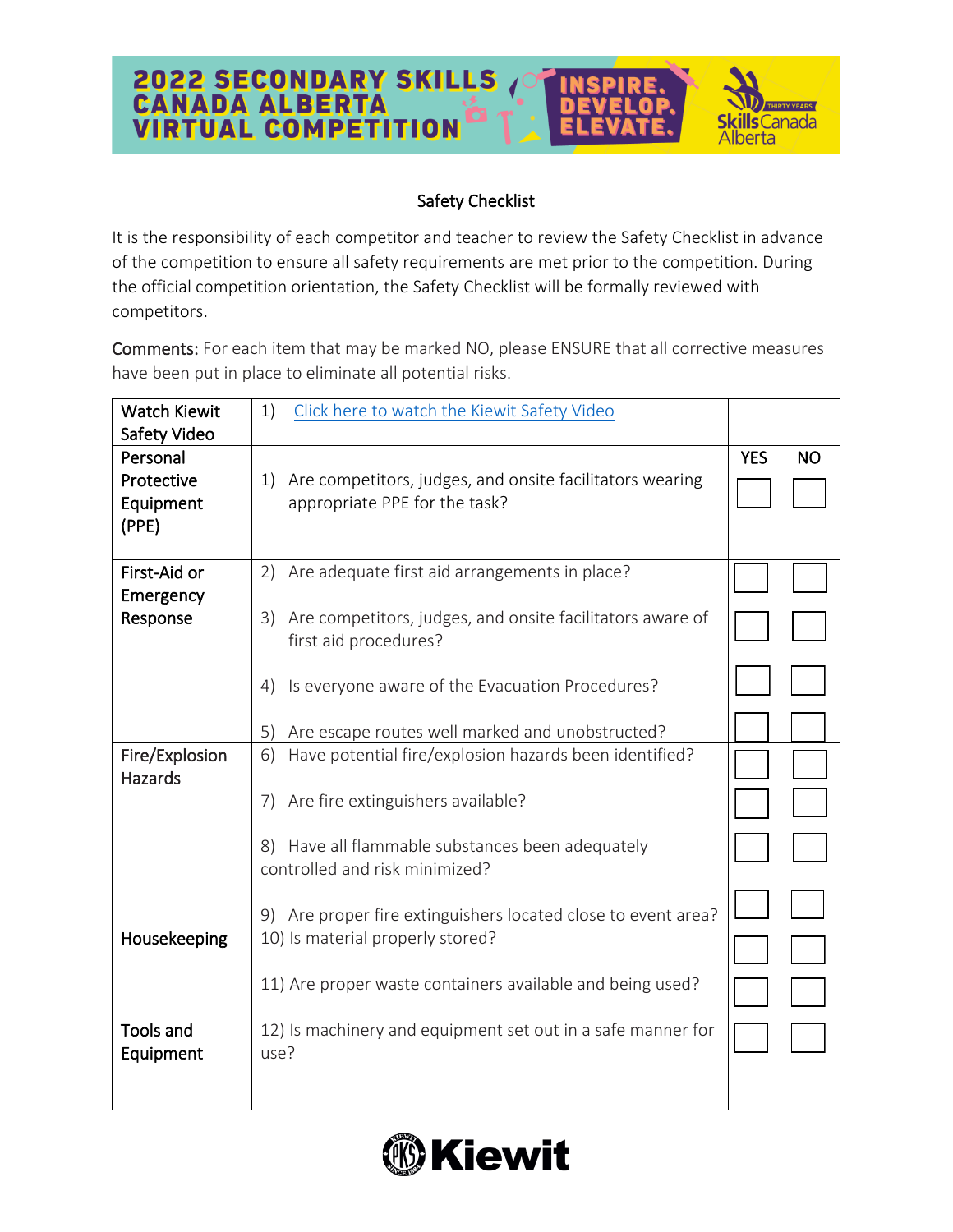2022 SECONDARY SKILLS CANADA ALBERTA VIRTUAL COMPETITION

## Safety Checklist

It is the responsibility of each competitor and teacher to review the Safety Checklist in advance of the competition to ensure all safety requirements are met prior to the competition. During the official competition orientation, the Safety Checklist will be formally reviewed with competitors.

**Comments:** For each item that may be marked NO, please ENSURE that all corrective measures have been put in place to eliminate all potential risks.

| Category | Item | YES | NO |
|---|---|---|---|
| Watch Kiewit Safety Video | 1) Click here to watch the Kiewit Safety Video | | |
| Personal Protective Equipment (PPE) | 1) Are competitors, judges, and onsite facilitators wearing appropriate PPE for the task? | ☐ | ☐ |
| First-Aid or Emergency Response | 2) Are adequate first aid arrangements in place? | ☐ | ☐ |
| | 3) Are competitors, judges, and onsite facilitators aware of first aid procedures? | ☐ | ☐ |
| | 4) Is everyone aware of the Evacuation Procedures? | ☐ | ☐ |
| | 5) Are escape routes well marked and unobstructed? | ☐ | ☐ |
| Fire/Explosion Hazards | 6) Have potential fire/explosion hazards been identified? | ☐ | ☐ |
| | 7) Are fire extinguishers available? | ☐ | ☐ |
| | 8) Have all flammable substances been adequately controlled and risk minimized? | ☐ | ☐ |
| | 9) Are proper fire extinguishers located close to event area? | ☐ | ☐ |
| Housekeeping | 10) Is material properly stored? | ☐ | ☐ |
| | 11) Are proper waste containers available and being used? | ☐ | ☐ |
| Tools and Equipment | 12) Is machinery and equipment set out in a safe manner for use? | ☐ | ☐ |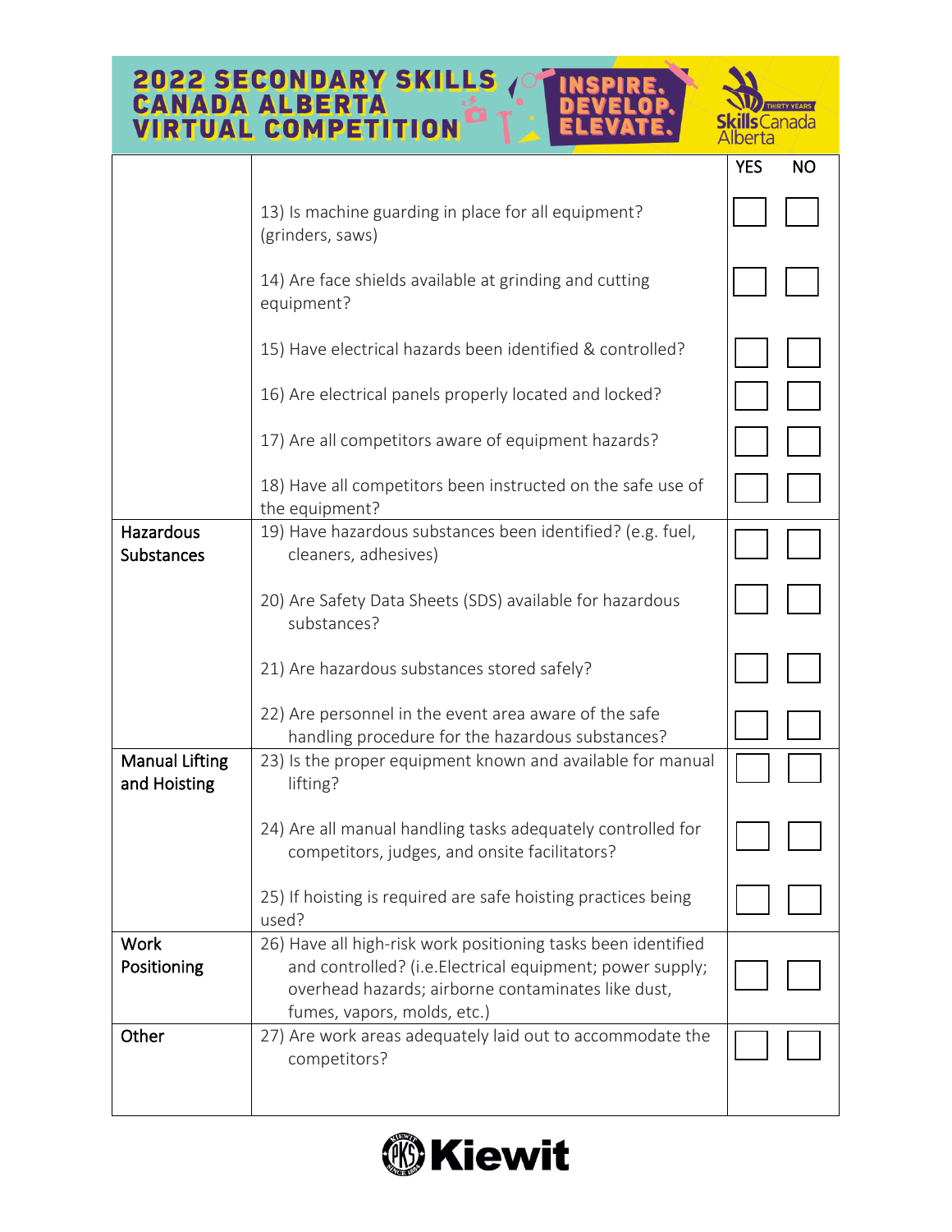| | | YES | NO |
|---|---|---|---|
| | 13) Is machine guarding in place for all equipment? (grinders, saws) | ☐ | ☐ |
| | 14) Are face shields available at grinding and cutting equipment? | ☐ | ☐ |
| | 15) Have electrical hazards been identified & controlled? | ☐ | ☐ |
| | 16) Are electrical panels properly located and locked? | ☐ | ☐ |
| | 17) Are all competitors aware of equipment hazards? | ☐ | ☐ |
| | 18) Have all competitors been instructed on the safe use of the equipment? | ☐ | ☐ |
| Hazardous Substances | 19) Have hazardous substances been identified? (e.g. fuel, cleaners, adhesives) | ☐ | ☐ |
| | 20) Are Safety Data Sheets (SDS) available for hazardous substances? | ☐ | ☐ |
| | 21) Are hazardous substances stored safely? | ☐ | ☐ |
| | 22) Are personnel in the event area aware of the safe handling procedure for the hazardous substances? | ☐ | ☐ |
| Manual Lifting and Hoisting | 23) Is the proper equipment known and available for manual lifting? | ☐ | ☐ |
| | 24) Are all manual handling tasks adequately controlled for competitors, judges, and onsite facilitators? | ☐ | ☐ |
| | 25) If hoisting is required are safe hoisting practices being used? | ☐ | ☐ |
| Work Positioning | 26) Have all high-risk work positioning tasks been identified and controlled? (i.e.Electrical equipment; power supply; overhead hazards; airborne contaminates like dust, fumes, vapors, molds, etc.) | ☐ | ☐ |
| Other | 27) Are work areas adequately laid out to accommodate the competitors? | ☐ | ☐ |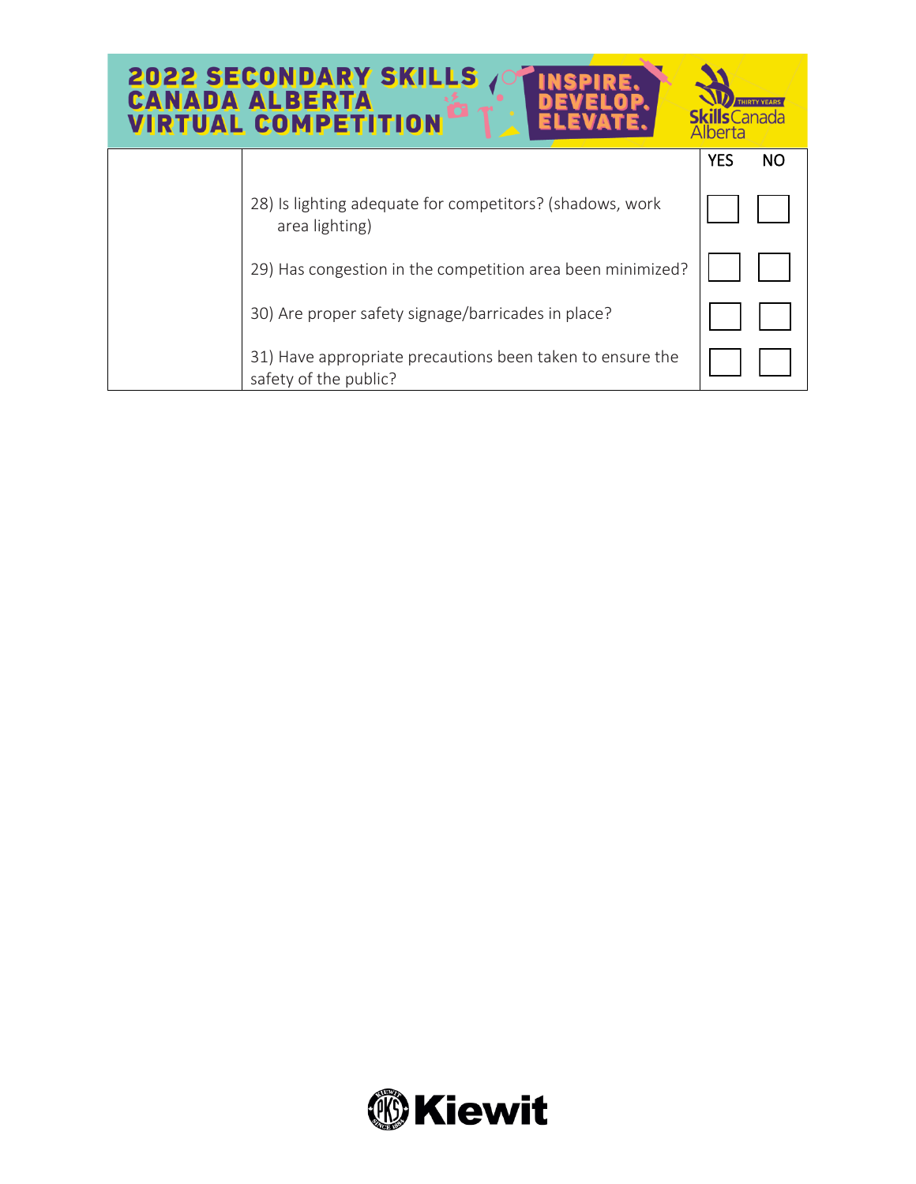| | | YES | NO |
|---|---|---|---|
| | 28) Is lighting adequate for competitors? (shadows, work area lighting) | ☐ | ☐ |
| | 29) Has congestion in the competition area been minimized? | ☐ | ☐ |
| | 30) Are proper safety signage/barricades in place? | ☐ | ☐ |
| | 31) Have appropriate precautions been taken to ensure the safety of the public? | ☐ | ☐ |